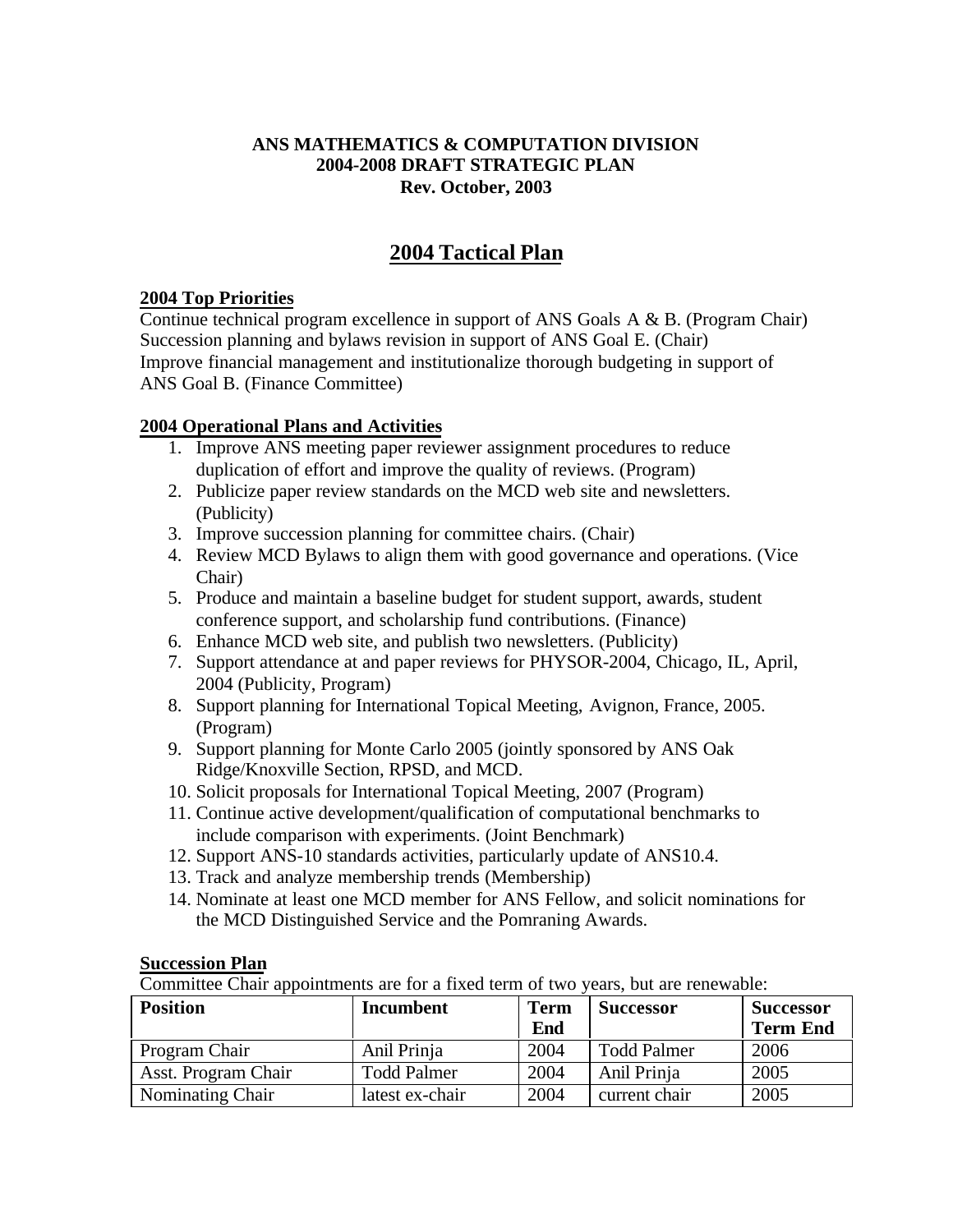**ANS MATHEMATICS & COMPUTATION DIVISION**
**2004-2008 DRAFT STRATEGIC PLAN**
**Rev. October, 2003**

# 2004 Tactical Plan

### 2004 Top Priorities

Continue technical program excellence in support of ANS Goals A & B. (Program Chair)
Succession planning and bylaws revision in support of ANS Goal E. (Chair)
Improve financial management and institutionalize thorough budgeting in support of ANS Goal B. (Finance Committee)

### 2004 Operational Plans and Activities

1. Improve ANS meeting paper reviewer assignment procedures to reduce duplication of effort and improve the quality of reviews. (Program)
2. Publicize paper review standards on the MCD web site and newsletters. (Publicity)
3. Improve succession planning for committee chairs. (Chair)
4. Review MCD Bylaws to align them with good governance and operations. (Vice Chair)
5. Produce and maintain a baseline budget for student support, awards, student conference support, and scholarship fund contributions. (Finance)
6. Enhance MCD web site, and publish two newsletters. (Publicity)
7. Support attendance at and paper reviews for PHYSOR-2004, Chicago, IL, April, 2004 (Publicity, Program)
8. Support planning for International Topical Meeting, Avignon, France, 2005. (Program)
9. Support planning for Monte Carlo 2005 (jointly sponsored by ANS Oak Ridge/Knoxville Section, RPSD, and MCD.
10. Solicit proposals for International Topical Meeting, 2007 (Program)
11. Continue active development/qualification of computational benchmarks to include comparison with experiments. (Joint Benchmark)
12. Support ANS-10 standards activities, particularly update of ANS10.4.
13. Track and analyze membership trends (Membership)
14. Nominate at least one MCD member for ANS Fellow, and solicit nominations for the MCD Distinguished Service and the Pomraning Awards.

### Succession Plan

Committee Chair appointments are for a fixed term of two years, but are renewable:

| Position | Incumbent | Term End | Successor | Successor Term End |
|---|---|---|---|---|
| Program Chair | Anil Prinja | 2004 | Todd Palmer | 2006 |
| Asst. Program Chair | Todd Palmer | 2004 | Anil Prinja | 2005 |
| Nominating Chair | latest ex-chair | 2004 | current chair | 2005 |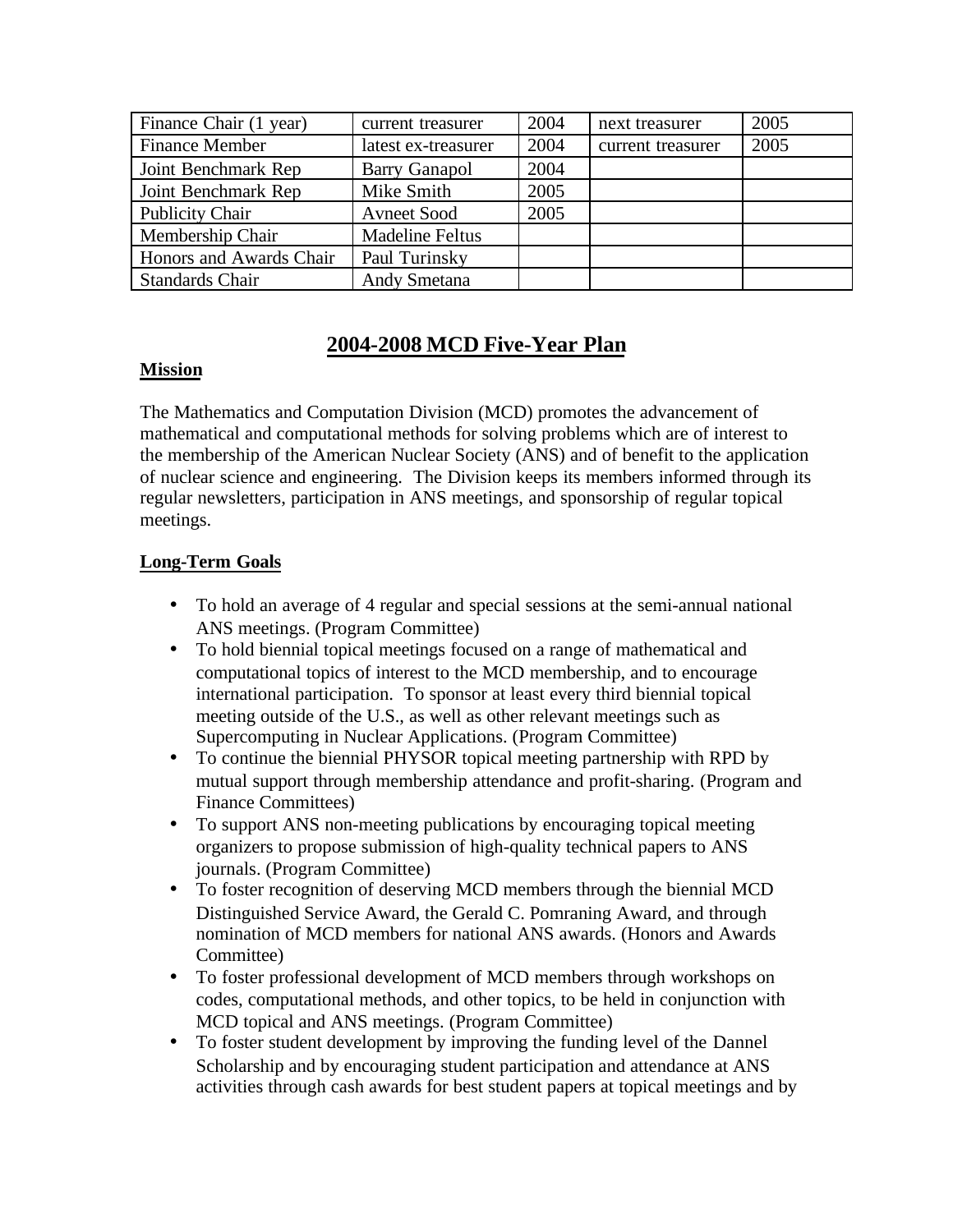| Finance Chair (1 year) | current treasurer | 2004 | next treasurer | 2005 |
|---|---|---|---|---|
| Finance Member | latest ex-treasurer | 2004 | current treasurer | 2005 |
| Joint Benchmark Rep | Barry Ganapol | 2004 | | |
| Joint Benchmark Rep | Mike Smith | 2005 | | |
| Publicity Chair | Avneet Sood | 2005 | | |
| Membership Chair | Madeline Feltus | | | |
| Honors and Awards Chair | Paul Turinsky | | | |
| Standards Chair | Andy Smetana | | | |

# 2004-2008 MCD Five-Year Plan

## Mission

The Mathematics and Computation Division (MCD) promotes the advancement of mathematical and computational methods for solving problems which are of interest to the membership of the American Nuclear Society (ANS) and of benefit to the application of nuclear science and engineering. The Division keeps its members informed through its regular newsletters, participation in ANS meetings, and sponsorship of regular topical meetings.

## Long-Term Goals

- To hold an average of 4 regular and special sessions at the semi-annual national ANS meetings. (Program Committee)
- To hold biennial topical meetings focused on a range of mathematical and computational topics of interest to the MCD membership, and to encourage international participation. To sponsor at least every third biennial topical meeting outside of the U.S., as well as other relevant meetings such as Supercomputing in Nuclear Applications. (Program Committee)
- To continue the biennial PHYSOR topical meeting partnership with RPD by mutual support through membership attendance and profit-sharing. (Program and Finance Committees)
- To support ANS non-meeting publications by encouraging topical meeting organizers to propose submission of high-quality technical papers to ANS journals. (Program Committee)
- To foster recognition of deserving MCD members through the biennial MCD Distinguished Service Award, the Gerald C. Pomraning Award, and through nomination of MCD members for national ANS awards. (Honors and Awards Committee)
- To foster professional development of MCD members through workshops on codes, computational methods, and other topics, to be held in conjunction with MCD topical and ANS meetings. (Program Committee)
- To foster student development by improving the funding level of the Dannel Scholarship and by encouraging student participation and attendance at ANS activities through cash awards for best student papers at topical meetings and by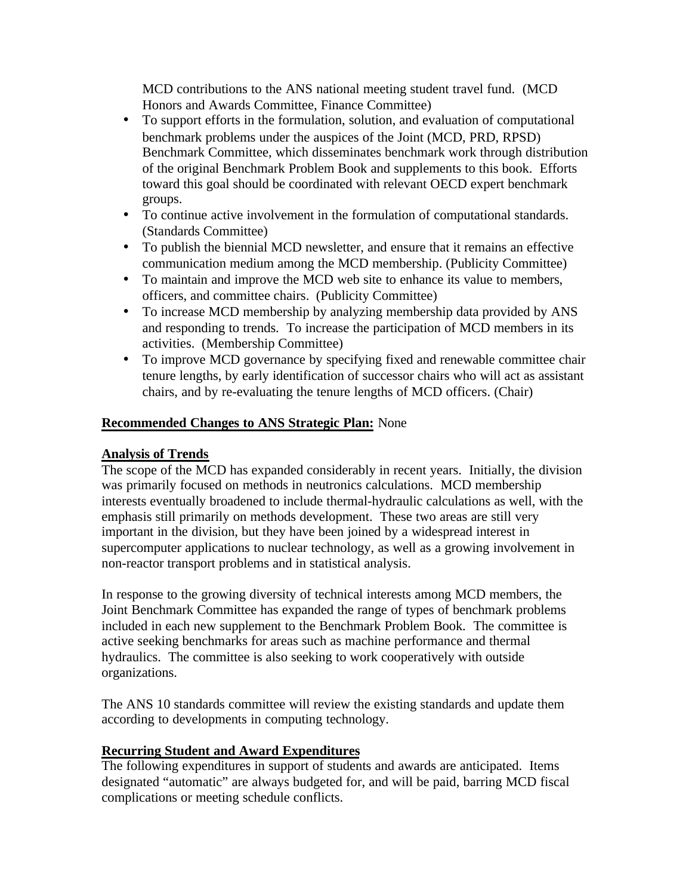MCD contributions to the ANS national meeting student travel fund.  (MCD Honors and Awards Committee, Finance Committee)

- To support efforts in the formulation, solution, and evaluation of computational benchmark problems under the auspices of the Joint (MCD, PRD, RPSD) Benchmark Committee, which disseminates benchmark work through distribution of the original Benchmark Problem Book and supplements to this book.  Efforts toward this goal should be coordinated with relevant OECD expert benchmark groups.
- To continue active involvement in the formulation of computational standards. (Standards Committee)
- To publish the biennial MCD newsletter, and ensure that it remains an effective communication medium among the MCD membership. (Publicity Committee)
- To maintain and improve the MCD web site to enhance its value to members, officers, and committee chairs.  (Publicity Committee)
- To increase MCD membership by analyzing membership data provided by ANS and responding to trends.  To increase the participation of MCD members in its activities.  (Membership Committee)
- To improve MCD governance by specifying fixed and renewable committee chair tenure lengths, by early identification of successor chairs who will act as assistant chairs, and by re-evaluating the tenure lengths of MCD officers. (Chair)

**Recommended Changes to ANS Strategic Plan:** None

**Analysis of Trends**

The scope of the MCD has expanded considerably in recent years.  Initially, the division was primarily focused on methods in neutronics calculations.  MCD membership interests eventually broadened to include thermal-hydraulic calculations as well, with the emphasis still primarily on methods development.  These two areas are still very important in the division, but they have been joined by a widespread interest in supercomputer applications to nuclear technology, as well as a growing involvement in non-reactor transport problems and in statistical analysis.

In response to the growing diversity of technical interests among MCD members, the Joint Benchmark Committee has expanded the range of types of benchmark problems included in each new supplement to the Benchmark Problem Book.  The committee is active seeking benchmarks for areas such as machine performance and thermal hydraulics.  The committee is also seeking to work cooperatively with outside organizations.

The ANS 10 standards committee will review the existing standards and update them according to developments in computing technology.

**Recurring Student and Award Expenditures**

The following expenditures in support of students and awards are anticipated.  Items designated "automatic" are always budgeted for, and will be paid, barring MCD fiscal complications or meeting schedule conflicts.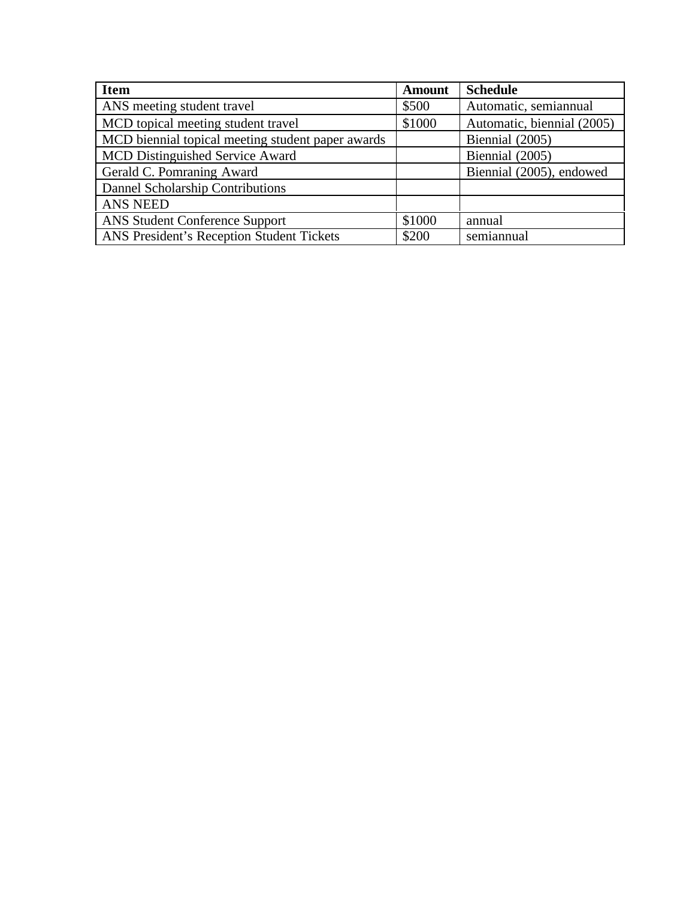| Item | Amount | Schedule |
| --- | --- | --- |
| ANS meeting student travel | $500 | Automatic, semiannual |
| MCD topical meeting student travel | $1000 | Automatic, biennial (2005) |
| MCD biennial topical meeting student paper awards | | Biennial (2005) |
| MCD Distinguished Service Award | | Biennial (2005) |
| Gerald C. Pomraning Award | | Biennial (2005), endowed |
| Dannel Scholarship Contributions | | |
| ANS NEED | | |
| ANS Student Conference Support | $1000 | annual |
| ANS President's Reception Student Tickets | $200 | semiannual |